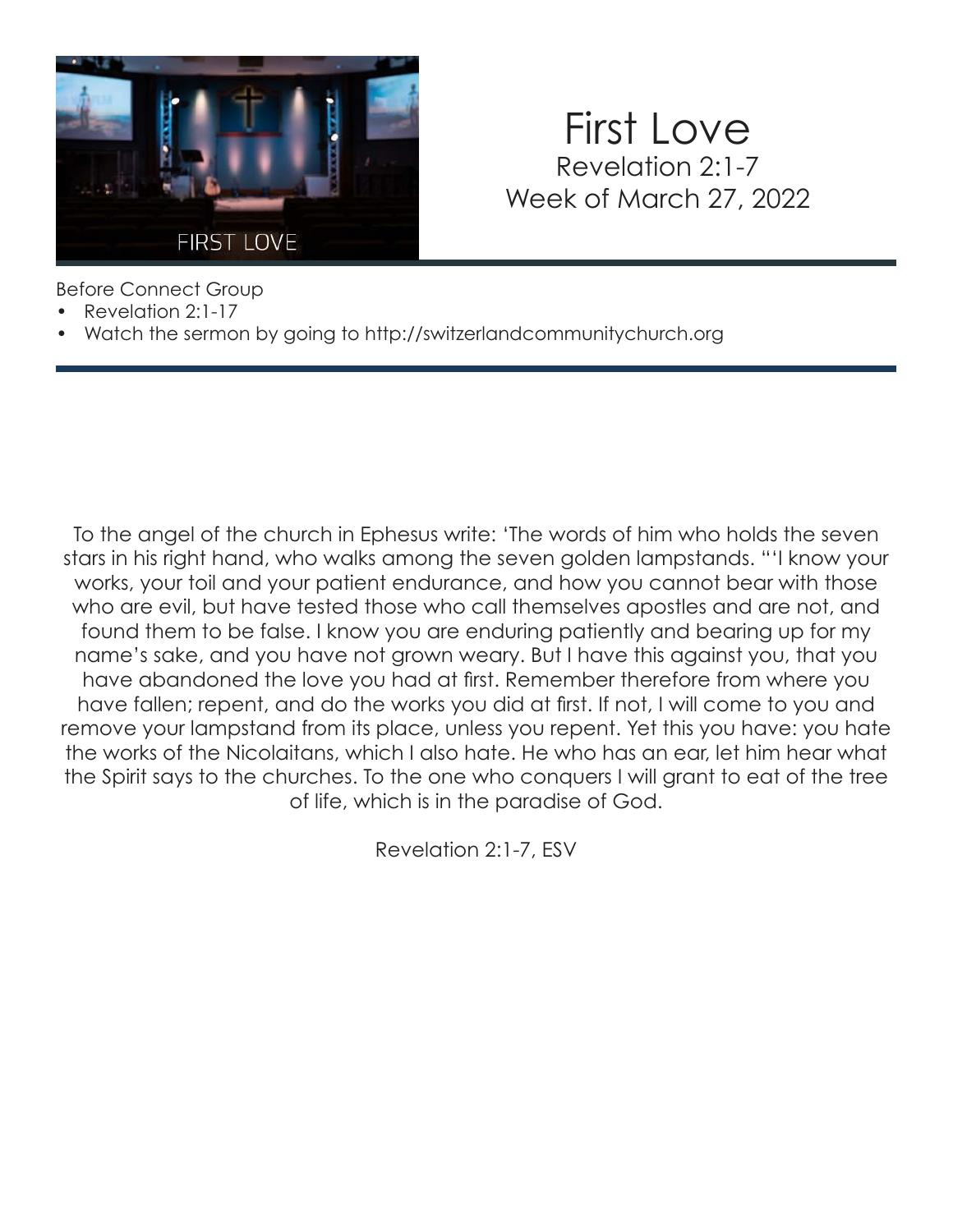# First Love

Revelation 2:1-7

Week of March 27, 2022

Before Connect Group

- Revelation 2:1-17
- Watch the sermon by going to http://switzerlandcommunitychurch.org

To the angel of the church in Ephesus write: 'The words of him who holds the seven stars in his right hand, who walks among the seven golden lampstands. "'I know your works, your toil and your patient endurance, and how you cannot bear with those who are evil, but have tested those who call themselves apostles and are not, and found them to be false. I know you are enduring patiently and bearing up for my name's sake, and you have not grown weary. But I have this against you, that you have abandoned the love you had at first. Remember therefore from where you have fallen; repent, and do the works you did at first. If not, I will come to you and remove your lampstand from its place, unless you repent. Yet this you have: you hate the works of the Nicolaitans, which I also hate. He who has an ear, let him hear what the Spirit says to the churches. To the one who conquers I will grant to eat of the tree of life, which is in the paradise of God.

Revelation 2:1-7, ESV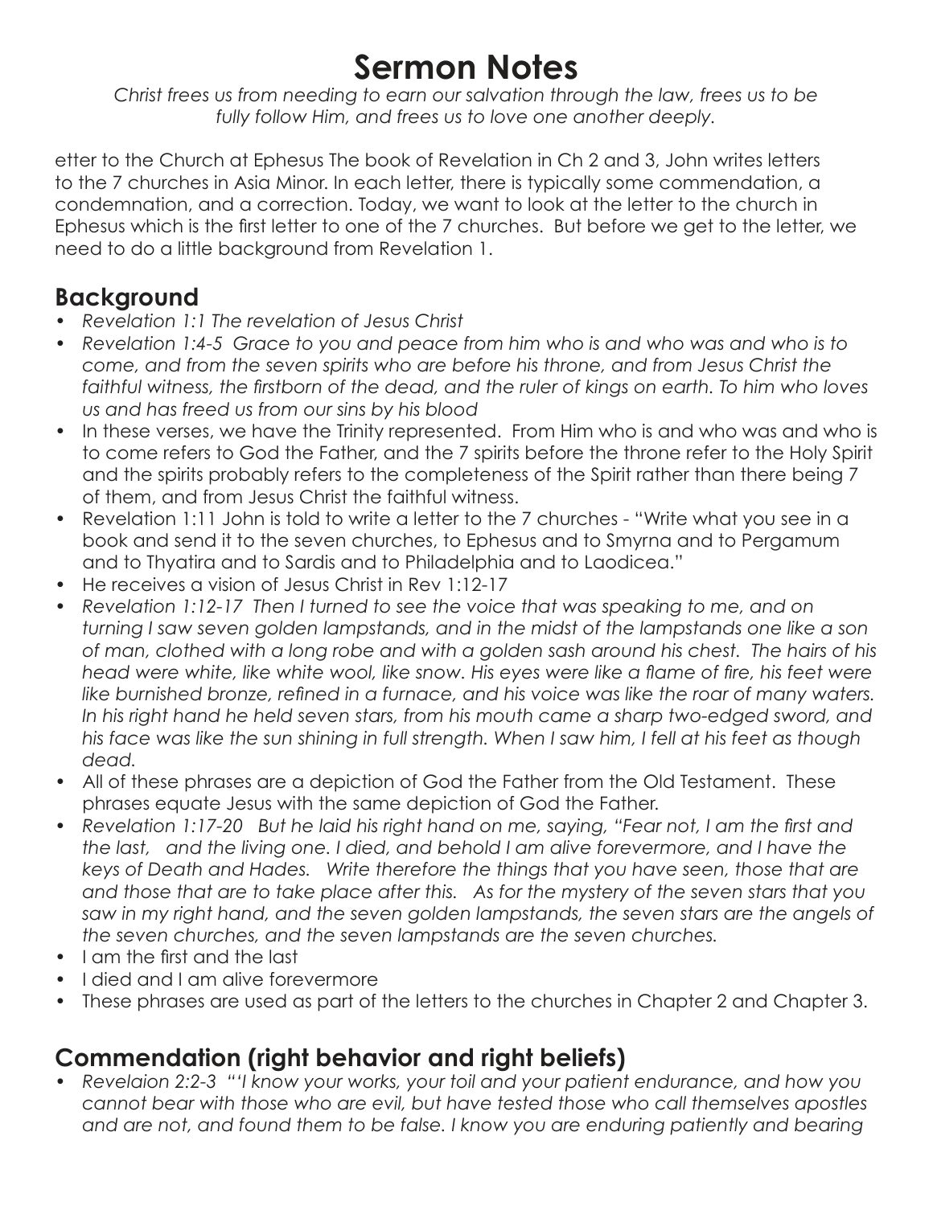# Sermon Notes

*Christ frees us from needing to earn our salvation through the law, frees us to be fully follow Him, and frees us to love one another deeply.*

etter to the Church at Ephesus The book of Revelation in Ch 2 and 3, John writes letters to the 7 churches in Asia Minor. In each letter, there is typically some commendation, a condemnation, and a correction. Today, we want to look at the letter to the church in Ephesus which is the first letter to one of the 7 churches. But before we get to the letter, we need to do a little background from Revelation 1.

## Background

- *Revelation 1:1 The revelation of Jesus Christ*
- *Revelation 1:4-5 Grace to you and peace from him who is and who was and who is to come, and from the seven spirits who are before his throne, and from Jesus Christ the faithful witness, the firstborn of the dead, and the ruler of kings on earth. To him who loves us and has freed us from our sins by his blood*
- In these verses, we have the Trinity represented. From Him who is and who was and who is to come refers to God the Father, and the 7 spirits before the throne refer to the Holy Spirit and the spirits probably refers to the completeness of the Spirit rather than there being 7 of them, and from Jesus Christ the faithful witness.
- Revelation 1:11 John is told to write a letter to the 7 churches - "Write what you see in a book and send it to the seven churches, to Ephesus and to Smyrna and to Pergamum and to Thyatira and to Sardis and to Philadelphia and to Laodicea."
- He receives a vision of Jesus Christ in Rev 1:12-17
- *Revelation 1:12-17 Then I turned to see the voice that was speaking to me, and on turning I saw seven golden lampstands, and in the midst of the lampstands one like a son of man, clothed with a long robe and with a golden sash around his chest. The hairs of his head were white, like white wool, like snow. His eyes were like a flame of fire, his feet were like burnished bronze, refined in a furnace, and his voice was like the roar of many waters. In his right hand he held seven stars, from his mouth came a sharp two-edged sword, and his face was like the sun shining in full strength. When I saw him, I fell at his feet as though dead.*
- All of these phrases are a depiction of God the Father from the Old Testament. These phrases equate Jesus with the same depiction of God the Father.
- *Revelation 1:17-20 But he laid his right hand on me, saying, "Fear not, I am the first and the last, and the living one. I died, and behold I am alive forevermore, and I have the keys of Death and Hades. Write therefore the things that you have seen, those that are and those that are to take place after this. As for the mystery of the seven stars that you saw in my right hand, and the seven golden lampstands, the seven stars are the angels of the seven churches, and the seven lampstands are the seven churches.*
- I am the first and the last
- I died and I am alive forevermore
- These phrases are used as part of the letters to the churches in Chapter 2 and Chapter 3.

## Commendation (right behavior and right beliefs)

- *Revelaion 2:2-3 "'I know your works, your toil and your patient endurance, and how you cannot bear with those who are evil, but have tested those who call themselves apostles and are not, and found them to be false. I know you are enduring patiently and bearing*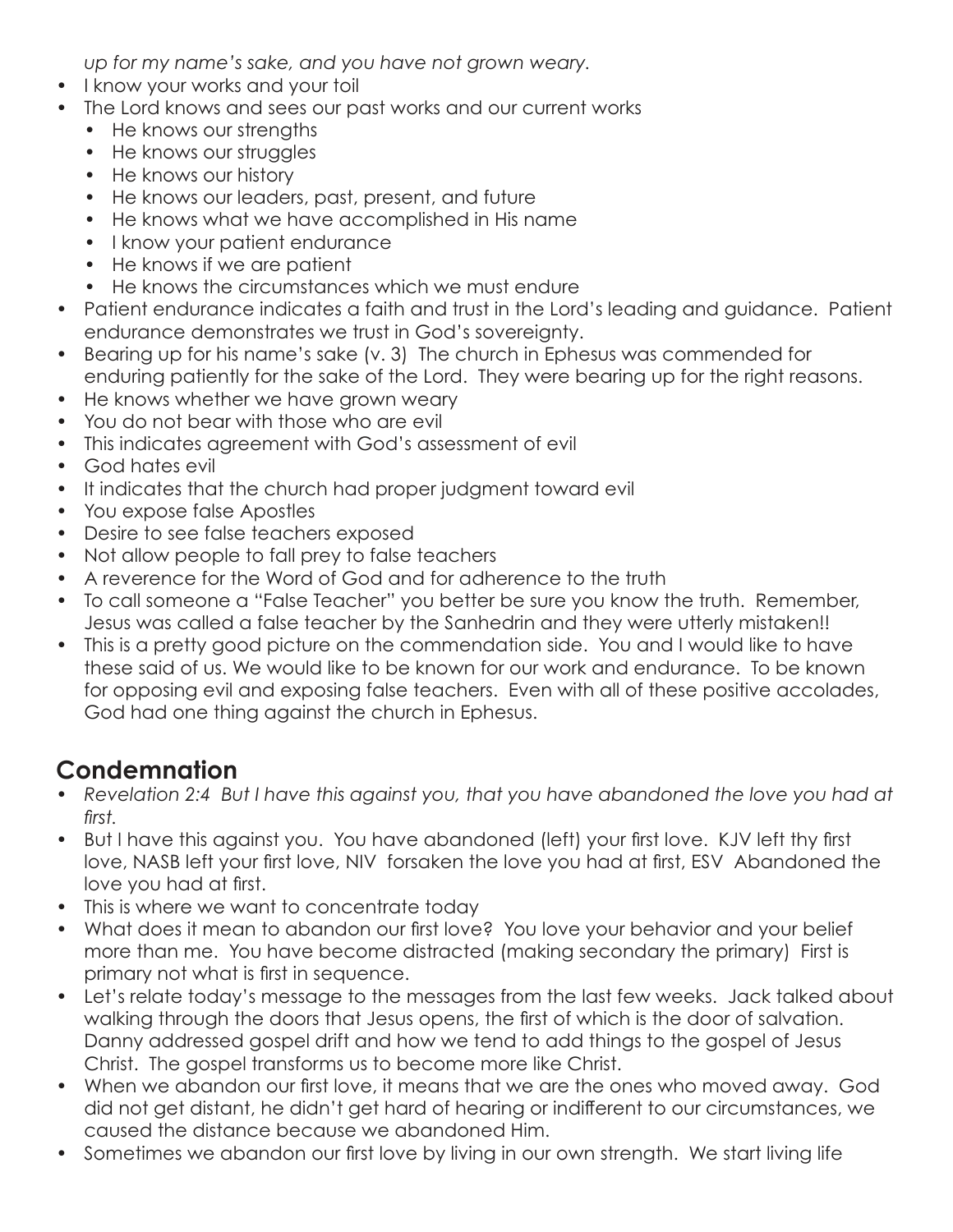*up for my name's sake, and you have not grown weary.*

- I know your works and your toil
- The Lord knows and sees our past works and our current works
  - He knows our strengths
  - He knows our struggles
  - He knows our history
  - He knows our leaders, past, present, and future
  - He knows what we have accomplished in His name
  - I know your patient endurance
  - He knows if we are patient
  - He knows the circumstances which we must endure
- Patient endurance indicates a faith and trust in the Lord's leading and guidance. Patient endurance demonstrates we trust in God's sovereignty.
- Bearing up for his name's sake (v. 3) The church in Ephesus was commended for enduring patiently for the sake of the Lord. They were bearing up for the right reasons.
- He knows whether we have grown weary
- You do not bear with those who are evil
- This indicates agreement with God's assessment of evil
- God hates evil
- It indicates that the church had proper judgment toward evil
- You expose false Apostles
- Desire to see false teachers exposed
- Not allow people to fall prey to false teachers
- A reverence for the Word of God and for adherence to the truth
- To call someone a "False Teacher" you better be sure you know the truth. Remember, Jesus was called a false teacher by the Sanhedrin and they were utterly mistaken!!
- This is a pretty good picture on the commendation side. You and I would like to have these said of us. We would like to be known for our work and endurance. To be known for opposing evil and exposing false teachers. Even with all of these positive accolades, God had one thing against the church in Ephesus.

## Condemnation

- *Revelation 2:4 But I have this against you, that you have abandoned the love you had at first.*
- But I have this against you. You have abandoned (left) your first love. KJV left thy first love, NASB left your first love, NIV forsaken the love you had at first, ESV Abandoned the love you had at first.
- This is where we want to concentrate today
- What does it mean to abandon our first love? You love your behavior and your belief more than me. You have become distracted (making secondary the primary) First is primary not what is first in sequence.
- Let's relate today's message to the messages from the last few weeks. Jack talked about walking through the doors that Jesus opens, the first of which is the door of salvation. Danny addressed gospel drift and how we tend to add things to the gospel of Jesus Christ. The gospel transforms us to become more like Christ.
- When we abandon our first love, it means that we are the ones who moved away. God did not get distant, he didn't get hard of hearing or indifferent to our circumstances, we caused the distance because we abandoned Him.
- Sometimes we abandon our first love by living in our own strength. We start living life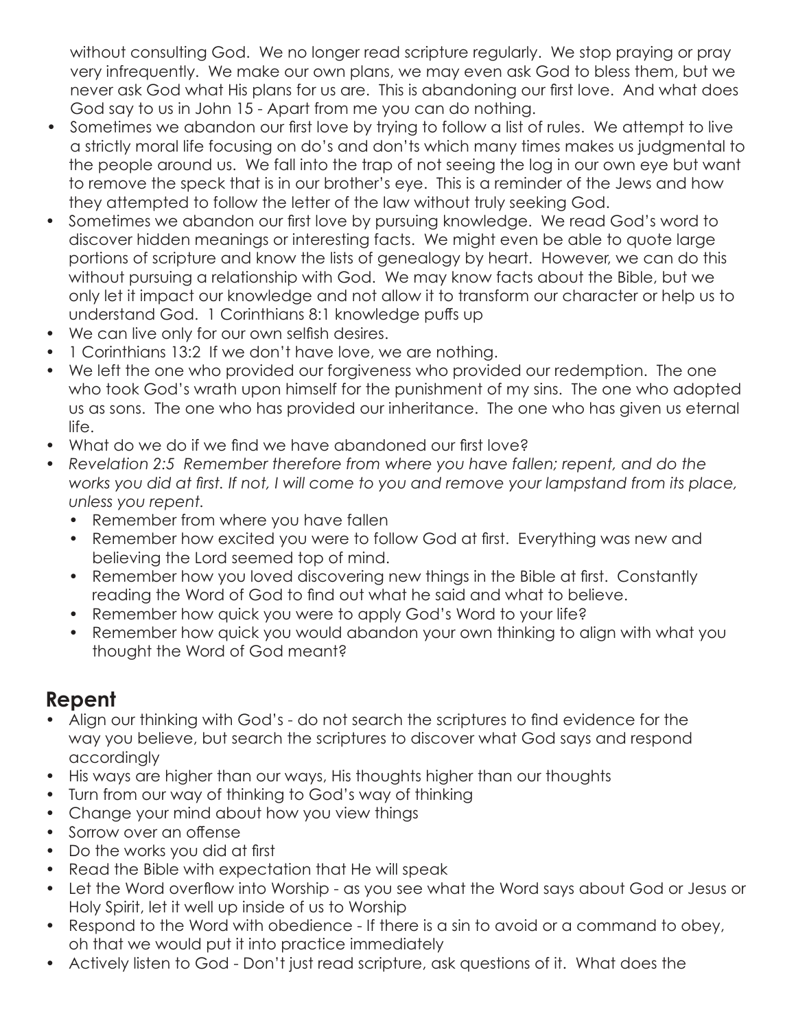without consulting God. We no longer read scripture regularly. We stop praying or pray very infrequently. We make our own plans, we may even ask God to bless them, but we never ask God what His plans for us are. This is abandoning our first love. And what does God say to us in John 15 - Apart from me you can do nothing.

- Sometimes we abandon our first love by trying to follow a list of rules. We attempt to live a strictly moral life focusing on do's and don'ts which many times makes us judgmental to the people around us. We fall into the trap of not seeing the log in our own eye but want to remove the speck that is in our brother's eye. This is a reminder of the Jews and how they attempted to follow the letter of the law without truly seeking God.
- Sometimes we abandon our first love by pursuing knowledge. We read God's word to discover hidden meanings or interesting facts. We might even be able to quote large portions of scripture and know the lists of genealogy by heart. However, we can do this without pursuing a relationship with God. We may know facts about the Bible, but we only let it impact our knowledge and not allow it to transform our character or help us to understand God. 1 Corinthians 8:1 knowledge puffs up
- We can live only for our own selfish desires.
- 1 Corinthians 13:2 If we don't have love, we are nothing.
- We left the one who provided our forgiveness who provided our redemption. The one who took God's wrath upon himself for the punishment of my sins. The one who adopted us as sons. The one who has provided our inheritance. The one who has given us eternal life.
- What do we do if we find we have abandoned our first love?
- *Revelation 2:5 Remember therefore from where you have fallen; repent, and do the works you did at first. If not, I will come to you and remove your lampstand from its place, unless you repent.*
  - Remember from where you have fallen
  - Remember how excited you were to follow God at first. Everything was new and believing the Lord seemed top of mind.
  - Remember how you loved discovering new things in the Bible at first. Constantly reading the Word of God to find out what he said and what to believe.
  - Remember how quick you were to apply God's Word to your life?
  - Remember how quick you would abandon your own thinking to align with what you thought the Word of God meant?

## Repent

- Align our thinking with God's - do not search the scriptures to find evidence for the way you believe, but search the scriptures to discover what God says and respond accordingly
- His ways are higher than our ways, His thoughts higher than our thoughts
- Turn from our way of thinking to God's way of thinking
- Change your mind about how you view things
- Sorrow over an offense
- Do the works you did at first
- Read the Bible with expectation that He will speak
- Let the Word overflow into Worship - as you see what the Word says about God or Jesus or Holy Spirit, let it well up inside of us to Worship
- Respond to the Word with obedience - If there is a sin to avoid or a command to obey, oh that we would put it into practice immediately
- Actively listen to God - Don't just read scripture, ask questions of it. What does the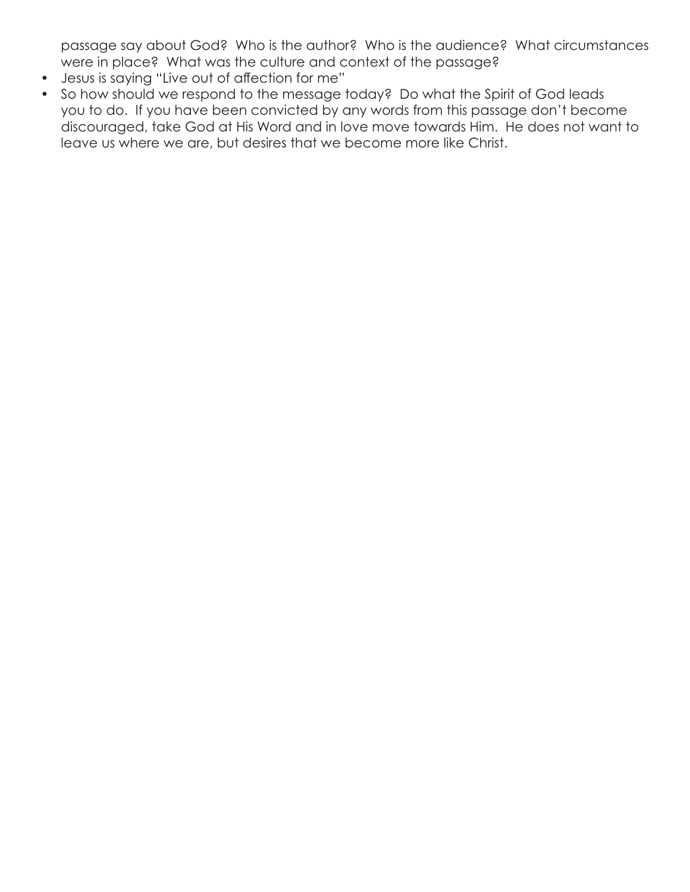passage say about God? Who is the author? Who is the audience? What circumstances were in place? What was the culture and context of the passage?

- Jesus is saying "Live out of affection for me"
- So how should we respond to the message today? Do what the Spirit of God leads you to do. If you have been convicted by any words from this passage don't become discouraged, take God at His Word and in love move towards Him. He does not want to leave us where we are, but desires that we become more like Christ.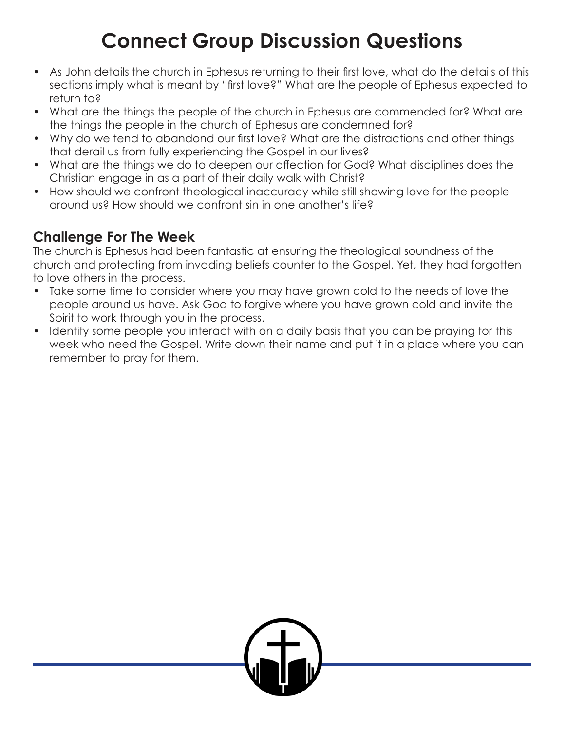# Connect Group Discussion Questions

- As John details the church in Ephesus returning to their first love, what do the details of this sections imply what is meant by "first love?" What are the people of Ephesus expected to return to?
- What are the things the people of the church in Ephesus are commended for? What are the things the people in the church of Ephesus are condemned for?
- Why do we tend to abandond our first love? What are the distractions and other things that derail us from fully experiencing the Gospel in our lives?
- What are the things we do to deepen our affection for God? What disciplines does the Christian engage in as a part of their daily walk with Christ?
- How should we confront theological inaccuracy while still showing love for the people around us? How should we confront sin in one another's life?

## Challenge For The Week

The church is Ephesus had been fantastic at ensuring the theological soundness of the church and protecting from invading beliefs counter to the Gospel. Yet, they had forgotten to love others in the process.

- Take some time to consider where you may have grown cold to the needs of love the people around us have. Ask God to forgive where you have grown cold and invite the Spirit to work through you in the process.
- Identify some people you interact with on a daily basis that you can be praying for this week who need the Gospel. Write down their name and put it in a place where you can remember to pray for them.